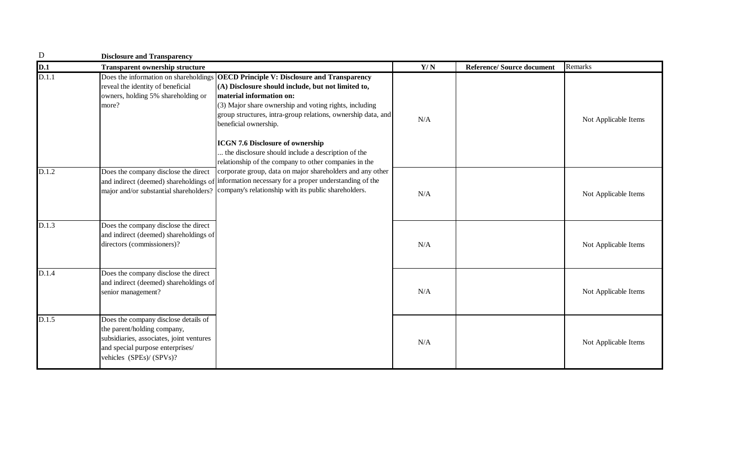| D | **Disclosure and Transparency** | | | | |
|---|---|---|---|---|---|
| **D.1** | **Transparent ownership structure** | | **Y/ N** | **Reference/ Source document** | Remarks |
| D.1.1 | Does the information on shareholdings reveal the identity of beneficial owners, holding 5% shareholding or more? | **OECD Principle V: Disclosure and Transparency**<br>**(A) Disclosure should include, but not limited to, material information on:**<br>(3) Major share ownership and voting rights, including group structures, intra-group relations, ownership data, and beneficial ownership.<br><br>**ICGN 7.6 Disclosure of ownership**<br>... the disclosure should include a description of the relationship of the company to other companies in the corporate group, data on major shareholders and any other information necessary for a proper understanding of the company's relationship with its public shareholders. | N/A | | Not Applicable Items |
| D.1.2 | Does the company disclose the direct and indirect (deemed) shareholdings of major and/or substantial shareholders? | | N/A | | Not Applicable Items |
| D.1.3 | Does the company disclose the direct and indirect (deemed) shareholdings of directors (commissioners)? | | N/A | | Not Applicable Items |
| D.1.4 | Does the company disclose the direct and indirect (deemed) shareholdings of senior management? | | N/A | | Not Applicable Items |
| D.1.5 | Does the company disclose details of the parent/holding company, subsidiaries, associates, joint ventures and special purpose enterprises/ vehicles (SPEs)/ (SPVs)? | | N/A | | Not Applicable Items |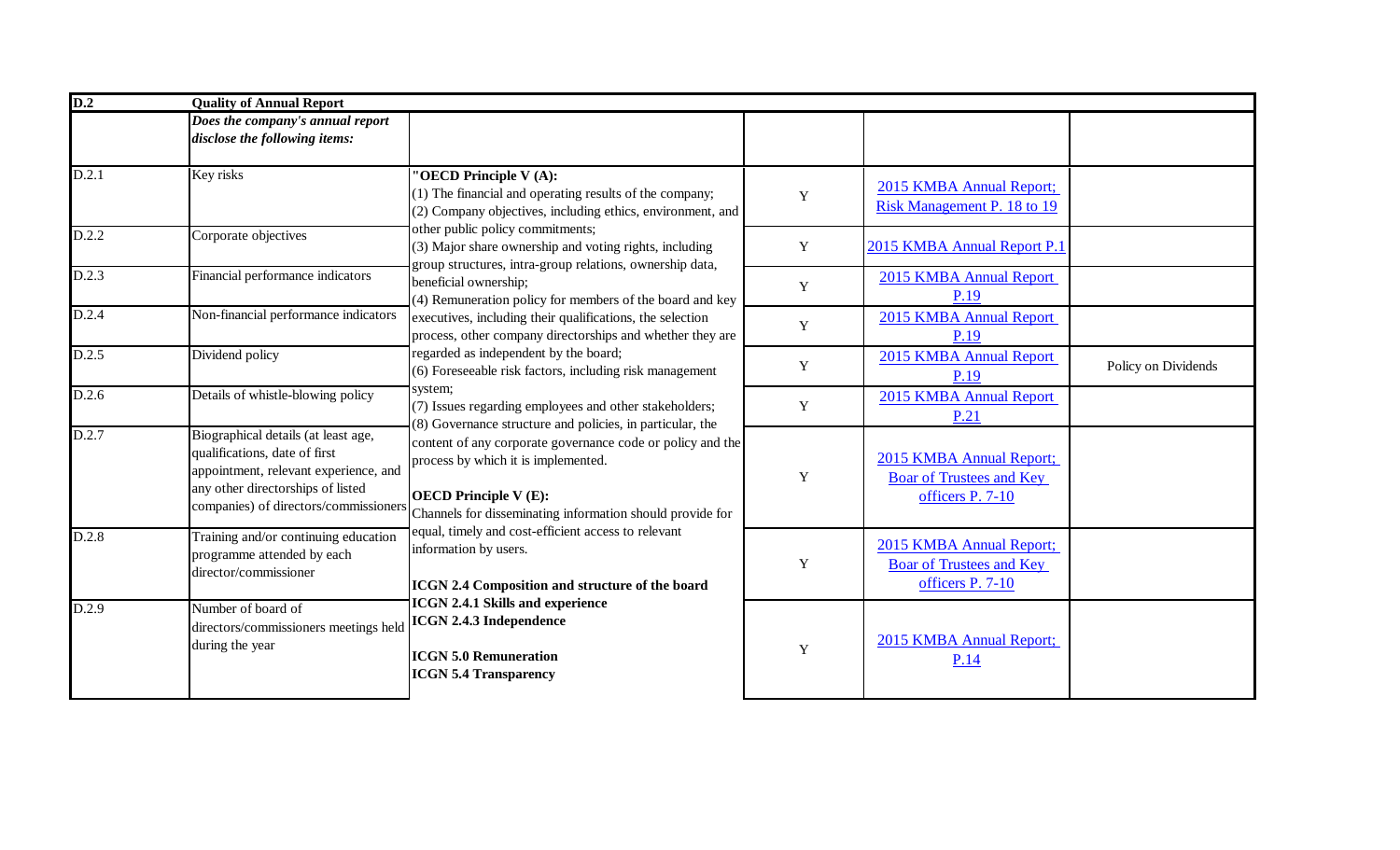| D.2 | Quality of Annual Report | | | | |
|---|---|---|---|---|---|
| | ***Does the company's annual report disclose the following items:*** | | | | |
| D.2.1 | Key risks | "**OECD Principle V (A):**<br>(1) The financial and operating results of the company;<br>(2) Company objectives, including ethics, environment, and other public policy commitments;<br>(3) Major share ownership and voting rights, including group structures, intra-group relations, ownership data, beneficial ownership;<br>(4) Remuneration policy for members of the board and key executives, including their qualifications, the selection process, other company directorships and whether they are regarded as independent by the board;<br>(6) Foreseeable risk factors, including risk management system;<br>(7) Issues regarding employees and other stakeholders;<br>(8) Governance structure and policies, in particular, the content of any corporate governance code or policy and the process by which it is implemented.<br><br>**OECD Principle V (E):**<br>Channels for disseminating information should provide for equal, timely and cost-efficient access to relevant information by users.<br><br>**ICGN 2.4 Composition and structure of the board**<br>**ICGN 2.4.1 Skills and experience**<br>**ICGN 2.4.3 Independence**<br><br>**ICGN 5.0 Remuneration**<br>**ICGN 5.4 Transparency** | Y | 2015 KMBA Annual Report; Risk Management P. 18 to 19 | |
| D.2.2 | Corporate objectives | | Y | 2015 KMBA Annual Report P.1 | |
| D.2.3 | Financial performance indicators | | Y | 2015 KMBA Annual Report P.19 | |
| D.2.4 | Non-financial performance indicators | | Y | 2015 KMBA Annual Report P.19 | |
| D.2.5 | Dividend policy | | Y | 2015 KMBA Annual Report P.19 | Policy on Dividends |
| D.2.6 | Details of whistle-blowing policy | | Y | 2015 KMBA Annual Report P.21 | |
| D.2.7 | Biographical details (at least age, qualifications, date of first appointment, relevant experience, and any other directorships of listed companies) of directors/commissioners | | Y | 2015 KMBA Annual Report; Boar of Trustees and Key officers P. 7-10 | |
| D.2.8 | Training and/or continuing education programme attended by each director/commissioner | | Y | 2015 KMBA Annual Report; Boar of Trustees and Key officers P. 7-10 | |
| D.2.9 | Number of board of directors/commissioners meetings held during the year | | Y | 2015 KMBA Annual Report; P.14 | |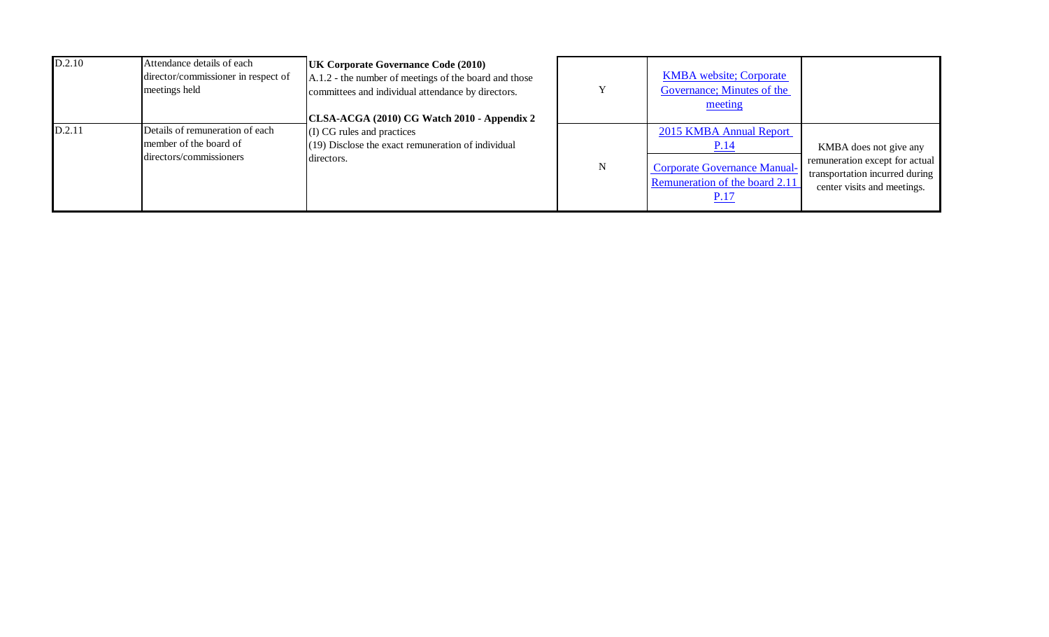| | | | | | |
|---|---|---|---|---|---|
| D.2.10 | Attendance details of each director/commissioner in respect of meetings held | **UK Corporate Governance Code (2010)**<br>A.1.2 - the number of meetings of the board and those committees and individual attendance by directors.<br><br>**CLSA-ACGA (2010) CG Watch 2010 - Appendix 2**<br>(I) CG rules and practices<br>(19) Disclose the exact remuneration of individual directors. | Y | KMBA website; Corporate Governance; Minutes of the meeting | |
| D.2.11 | Details of remuneration of each member of the board of directors/commissioners | | N | 2015 KMBA Annual Report P.14<br><br>Corporate Governance Manual- Remuneration of the board 2.11 P.17 | KMBA does not give any remuneration except for actual transportation incurred during center visits and meetings. |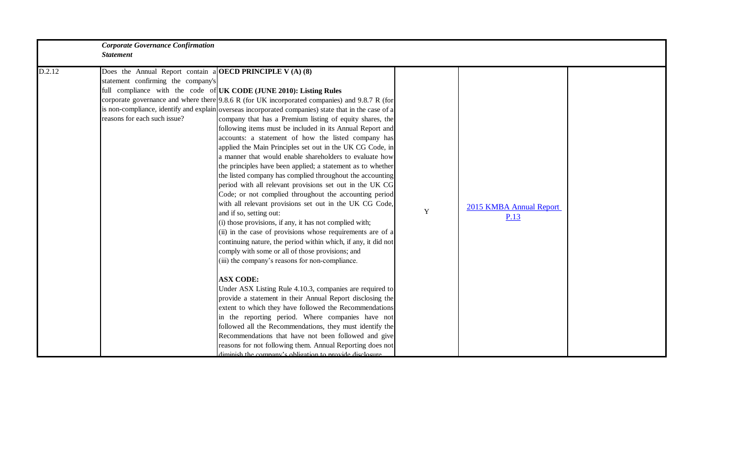| | *Corporate Governance Confirmation Statement* | | | | |
|---|---|---|---|---|---|
| D.2.12 | Does the Annual Report contain a statement confirming the company's full compliance with the code of corporate governance and where there is non-compliance, identify and explain reasons for each such issue? | **OECD PRINCIPLE V (A) (8)**<br><br>**UK CODE (JUNE 2010): Listing Rules**<br>9.8.6 R (for UK incorporated companies) and 9.8.7 R (for overseas incorporated companies) state that in the case of a company that has a Premium listing of equity shares, the following items must be included in its Annual Report and accounts: a statement of how the listed company has applied the Main Principles set out in the UK CG Code, in a manner that would enable shareholders to evaluate how the principles have been applied; a statement as to whether the listed company has complied throughout the accounting period with all relevant provisions set out in the UK CG Code; or not complied throughout the accounting period with all relevant provisions set out in the UK CG Code, and if so, setting out:<br>(i) those provisions, if any, it has not complied with;<br>(ii) in the case of provisions whose requirements are of a continuing nature, the period within which, if any, it did not comply with some or all of those provisions; and<br>(iii) the company's reasons for non-compliance.<br><br>**ASX CODE:**<br>Under ASX Listing Rule 4.10.3, companies are required to provide a statement in their Annual Report disclosing the extent to which they have followed the Recommendations in the reporting period. Where companies have not followed all the Recommendations, they must identify the Recommendations that have not been followed and give reasons for not following them. Annual Reporting does not diminish the company's obligation to provide disclosure | Y | 2015 KMBA Annual Report P.13 | |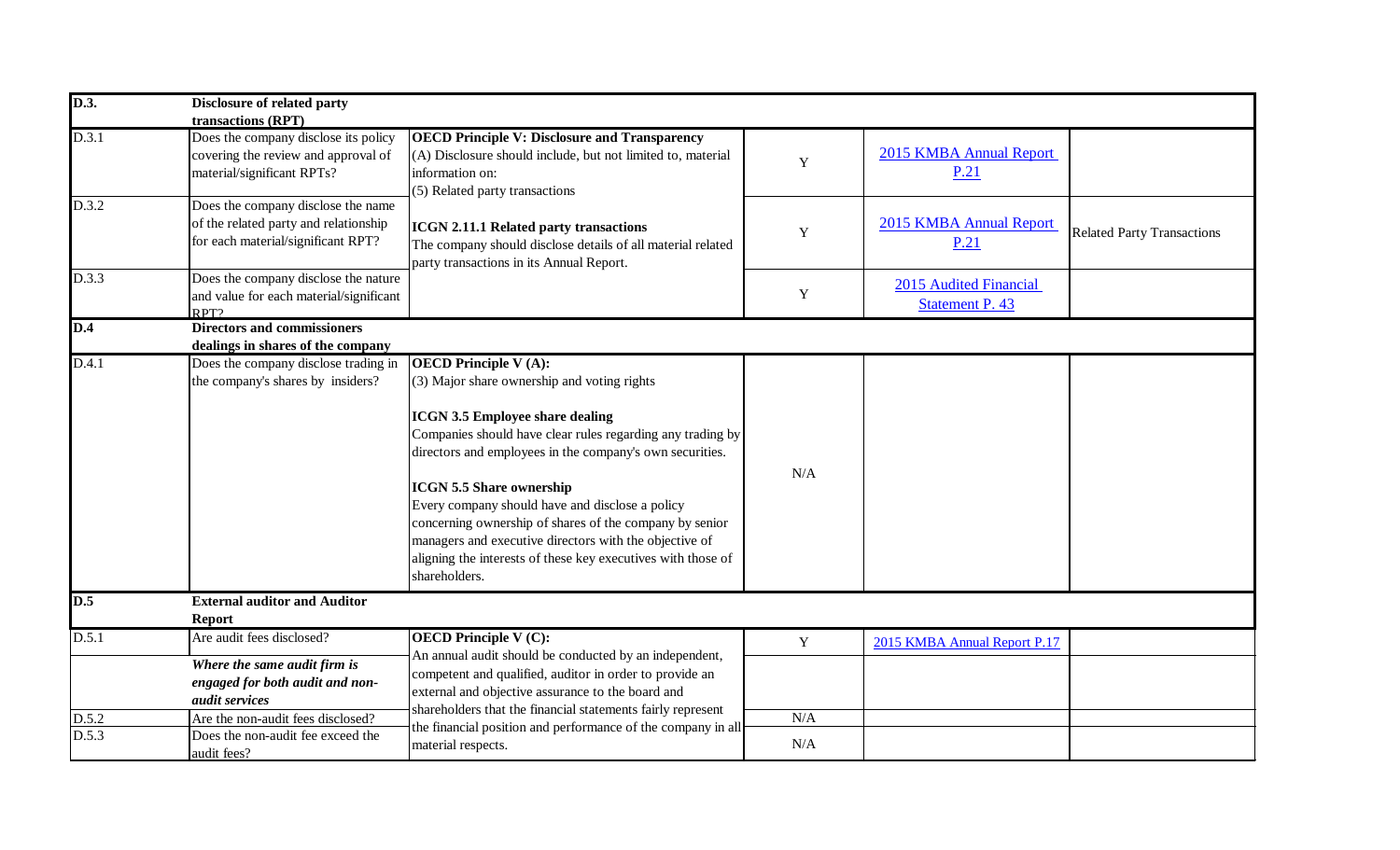| | | | | | |
|---|---|---|---|---|---|
| **D.3.** | **Disclosure of related party transactions (RPT)** | | | | |
| D.3.1 | Does the company disclose its policy covering the review and approval of material/significant RPTs? | **OECD Principle V: Disclosure and Transparency** (A) Disclosure should include, but not limited to, material information on: (5) Related party transactions | Y | 2015 KMBA Annual Report P.21 | |
| D.3.2 | Does the company disclose the name of the related party and relationship for each material/significant RPT? | **ICGN 2.11.1 Related party transactions** The company should disclose details of all material related party transactions in its Annual Report. | Y | 2015 KMBA Annual Report P.21 | Related Party Transactions |
| D.3.3 | Does the company disclose the nature and value for each material/significant RPT? | | Y | 2015 Audited Financial Statement P. 43 | |
| **D.4** | **Directors and commissioners dealings in shares of the company** | | | | |
| D.4.1 | Does the company disclose trading in the company's shares by insiders? | **OECD Principle V (A):** (3) Major share ownership and voting rights<br><br>**ICGN 3.5 Employee share dealing** Companies should have clear rules regarding any trading by directors and employees in the company's own securities.<br><br>**ICGN 5.5 Share ownership** Every company should have and disclose a policy concerning ownership of shares of the company by senior managers and executive directors with the objective of aligning the interests of these key executives with those of shareholders. | N/A | | |
| **D.5** | **External auditor and Auditor Report** | | | | |
| D.5.1 | Are audit fees disclosed? | **OECD Principle V (C):** An annual audit should be conducted by an independent, competent and qualified, auditor in order to provide an external and objective assurance to the board and shareholders that the financial statements fairly represent the financial position and performance of the company in all material respects. | Y | 2015 KMBA Annual Report P.17 | |
| | ***Where the same audit firm is engaged for both audit and non-audit services*** | | | | |
| D.5.2 | Are the non-audit fees disclosed? | | N/A | | |
| D.5.3 | Does the non-audit fee exceed the audit fees? | | N/A | | |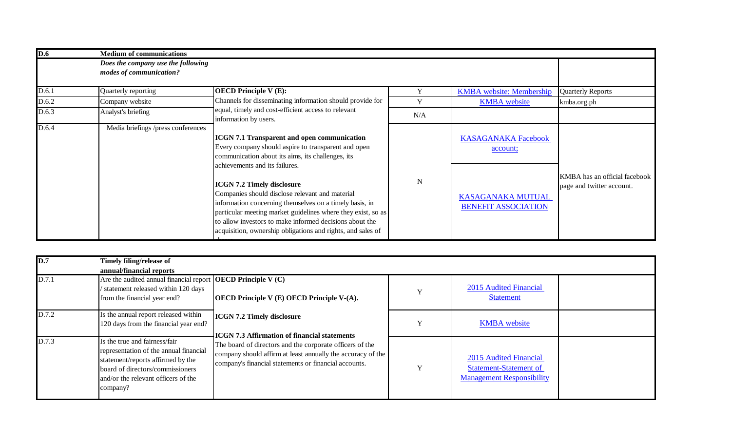| D.6 | Medium of communications | | | | |
|---|---|---|---|---|---|
| | *Does the company use the following modes of communication?* | | | | |
| D.6.1 | Quarterly reporting | **OECD Principle V (E):** Channels for disseminating information should provide for equal, timely and cost-efficient access to relevant information by users. | Y | KMBA website: Membership | Quarterly Reports |
| D.6.2 | Company website | | Y | KMBA website | kmba.org.ph |
| D.6.3 | Analyst's briefing | | N/A | | |
| D.6.4 | Media briefings /press conferences | **ICGN 7.1 Transparent and open communication** Every company should aspire to transparent and open communication about its aims, its challenges, its achievements and its failures. **ICGN 7.2 Timely disclosure** Companies should disclose relevant and material information concerning themselves on a timely basis, in particular meeting market guidelines where they exist, so as to allow investors to make informed decisions about the acquisition, ownership obligations and rights, and sales of shares. | N | KASAGANAKA Facebook account; KASAGANAKA MUTUAL BENEFIT ASSOCIATION | KMBA has an official facebook page and twitter account. |

| D.7 | Timely filing/release of annual/financial reports | | | | |
|---|---|---|---|---|---|
| D.7.1 | Are the audited annual financial report / statement released within 120 days from the financial year end? | **OECD Principle V (C)** **OECD Principle V (E) OECD Principle V-(A).** | Y | 2015 Audited Financial Statement | |
| D.7.2 | Is the annual report released within 120 days from the financial year end? | **ICGN 7.2 Timely disclosure** | Y | KMBA website | |
| D.7.3 | Is the true and fairness/fair representation of the annual financial statement/reports affirmed by the board of directors/commissioners and/or the relevant officers of the company? | **ICGN 7.3 Affirmation of financial statements** The board of directors and the corporate officers of the company should affirm at least annually the accuracy of the company's financial statements or financial accounts. | Y | 2015 Audited Financial Statement-Statement of Management Responsibility | |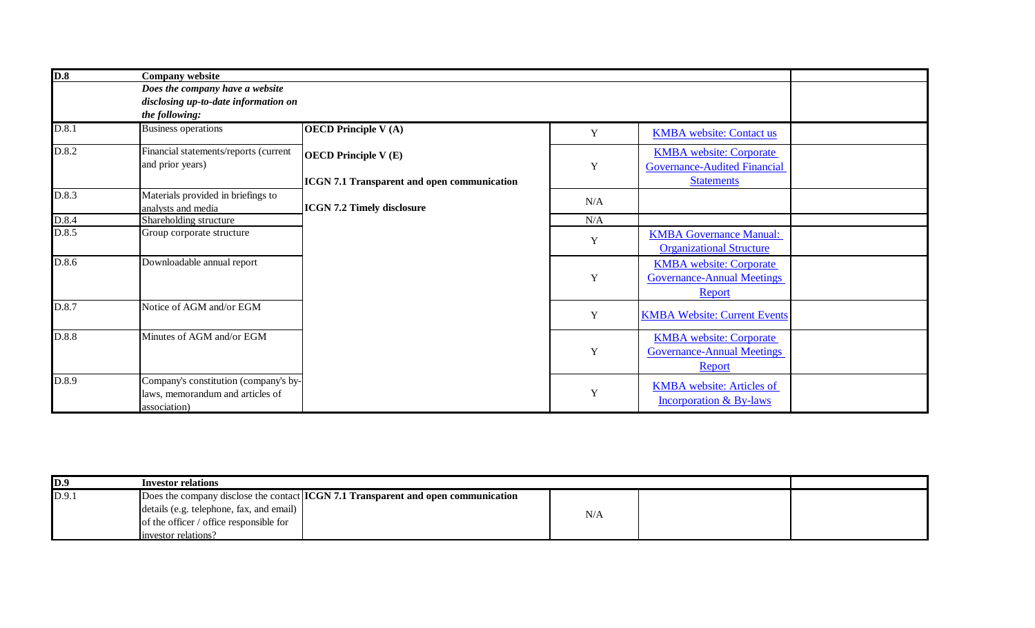| D.8 | Company website | | | | |
|---|---|---|---|---|---|
| | ***Does the company have a website disclosing up-to-date information on the following:*** | | | | |
| D.8.1 | Business operations | **OECD Principle V (A)** | Y | KMBA website: Contact us | |
| D.8.2 | Financial statements/reports (current and prior years) | **OECD Principle V (E)** **ICGN 7.1 Transparent and open communication** | Y | KMBA website: Corporate Governance-Audited Financial Statements | |
| D.8.3 | Materials provided in briefings to analysts and media | **ICGN 7.2 Timely disclosure** | N/A | | |
| D.8.4 | Shareholding structure | | N/A | | |
| D.8.5 | Group corporate structure | | Y | KMBA Governance Manual: Organizational Structure | |
| D.8.6 | Downloadable annual report | | Y | KMBA website: Corporate Governance-Annual Meetings Report | |
| D.8.7 | Notice of AGM and/or EGM | | Y | KMBA Website: Current Events | |
| D.8.8 | Minutes of AGM and/or EGM | | Y | KMBA website: Corporate Governance-Annual Meetings Report | |
| D.8.9 | Company's constitution (company's by-laws, memorandum and articles of association) | | Y | KMBA website: Articles of Incorporation & By-laws | |

| D.9 | Investor relations | | | | |
|---|---|---|---|---|---|
| D.9.1 | Does the company disclose the contact details (e.g. telephone, fax, and email) of the officer / office responsible for investor relations? | **ICGN 7.1 Transparent and open communication** | N/A | | |